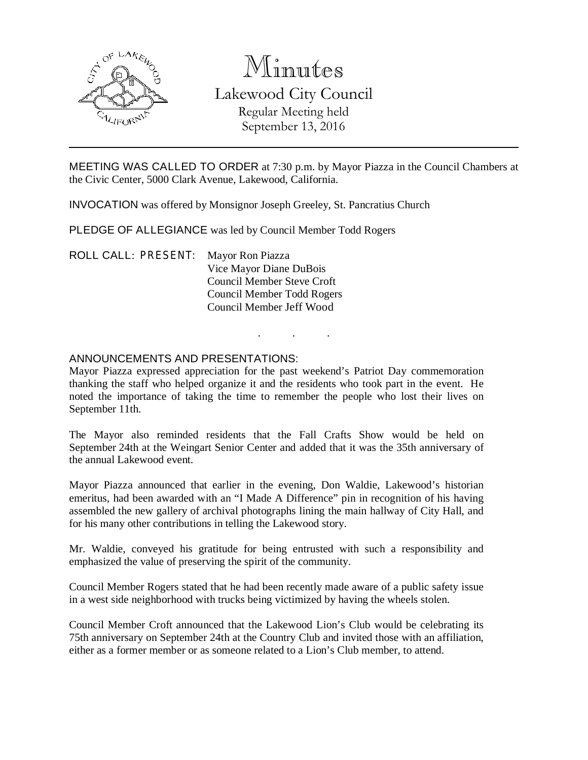# Minutes

## Lakewood City Council

Regular Meeting held
September 13, 2016

---

MEETING WAS CALLED TO ORDER at 7:30 p.m. by Mayor Piazza in the Council Chambers at the Civic Center, 5000 Clark Avenue, Lakewood, California.

INVOCATION was offered by Monsignor Joseph Greeley, St. Pancratius Church

PLEDGE OF ALLEGIANCE was led by Council Member Todd Rogers

ROLL CALL: PRESENT: Mayor Ron Piazza
Vice Mayor Diane DuBois
Council Member Steve Croft
Council Member Todd Rogers
Council Member Jeff Wood

. . .

ANNOUNCEMENTS AND PRESENTATIONS:
Mayor Piazza expressed appreciation for the past weekend's Patriot Day commemoration thanking the staff who helped organize it and the residents who took part in the event. He noted the importance of taking the time to remember the people who lost their lives on September 11th.

The Mayor also reminded residents that the Fall Crafts Show would be held on September 24th at the Weingart Senior Center and added that it was the 35th anniversary of the annual Lakewood event.

Mayor Piazza announced that earlier in the evening, Don Waldie, Lakewood's historian emeritus, had been awarded with an "I Made A Difference" pin in recognition of his having assembled the new gallery of archival photographs lining the main hallway of City Hall, and for his many other contributions in telling the Lakewood story.

Mr. Waldie, conveyed his gratitude for being entrusted with such a responsibility and emphasized the value of preserving the spirit of the community.

Council Member Rogers stated that he had been recently made aware of a public safety issue in a west side neighborhood with trucks being victimized by having the wheels stolen.

Council Member Croft announced that the Lakewood Lion's Club would be celebrating its 75th anniversary on September 24th at the Country Club and invited those with an affiliation, either as a former member or as someone related to a Lion's Club member, to attend.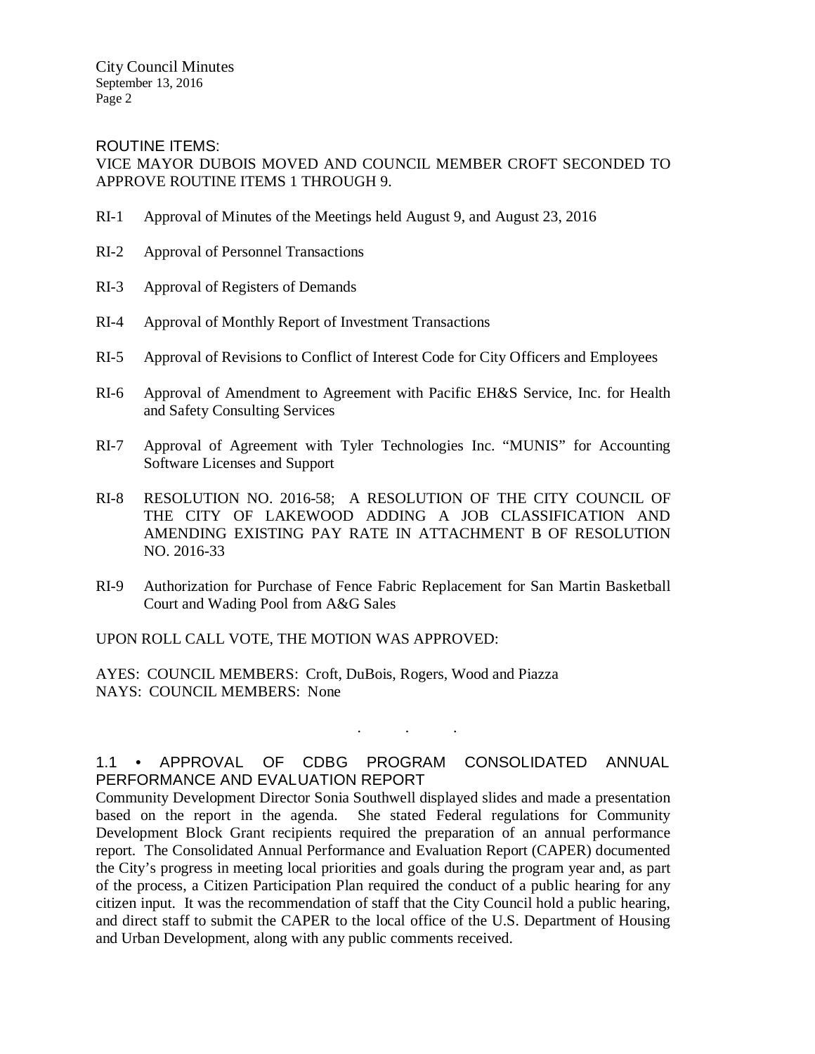ROUTINE ITEMS:

VICE MAYOR DUBOIS MOVED AND COUNCIL MEMBER CROFT SECONDED TO APPROVE ROUTINE ITEMS 1 THROUGH 9.

RI-1 Approval of Minutes of the Meetings held August 9, and August 23, 2016

RI-2 Approval of Personnel Transactions

RI-3 Approval of Registers of Demands

RI-4 Approval of Monthly Report of Investment Transactions

RI-5 Approval of Revisions to Conflict of Interest Code for City Officers and Employees

RI-6 Approval of Amendment to Agreement with Pacific EH&S Service, Inc. for Health and Safety Consulting Services

RI-7 Approval of Agreement with Tyler Technologies Inc. "MUNIS" for Accounting Software Licenses and Support

RI-8 RESOLUTION NO. 2016-58; A RESOLUTION OF THE CITY COUNCIL OF THE CITY OF LAKEWOOD ADDING A JOB CLASSIFICATION AND AMENDING EXISTING PAY RATE IN ATTACHMENT B OF RESOLUTION NO. 2016-33

RI-9 Authorization for Purchase of Fence Fabric Replacement for San Martin Basketball Court and Wading Pool from A&G Sales

UPON ROLL CALL VOTE, THE MOTION WAS APPROVED:

AYES: COUNCIL MEMBERS: Croft, DuBois, Rogers, Wood and Piazza
NAYS: COUNCIL MEMBERS: None

. . .

1.1 • APPROVAL OF CDBG PROGRAM CONSOLIDATED ANNUAL PERFORMANCE AND EVALUATION REPORT

Community Development Director Sonia Southwell displayed slides and made a presentation based on the report in the agenda. She stated Federal regulations for Community Development Block Grant recipients required the preparation of an annual performance report. The Consolidated Annual Performance and Evaluation Report (CAPER) documented the City's progress in meeting local priorities and goals during the program year and, as part of the process, a Citizen Participation Plan required the conduct of a public hearing for any citizen input. It was the recommendation of staff that the City Council hold a public hearing, and direct staff to submit the CAPER to the local office of the U.S. Department of Housing and Urban Development, along with any public comments received.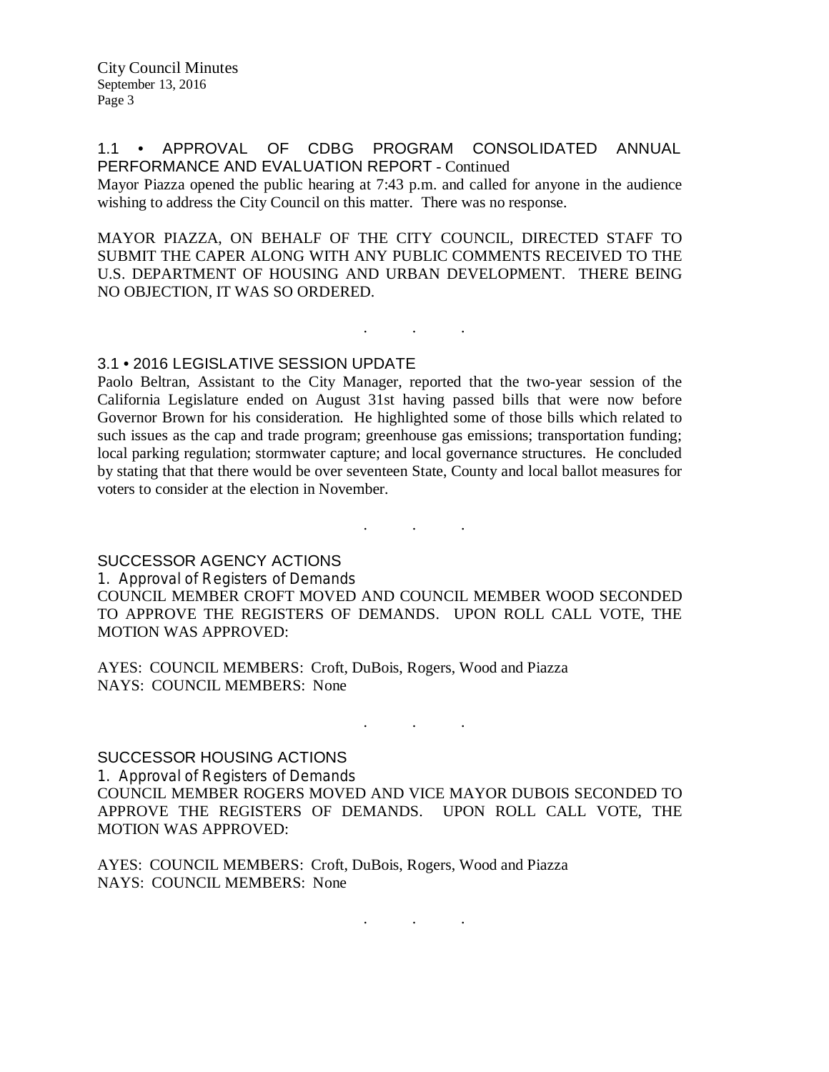### 1.1 • APPROVAL OF CDBG PROGRAM CONSOLIDATED ANNUAL PERFORMANCE AND EVALUATION REPORT - Continued

Mayor Piazza opened the public hearing at 7:43 p.m. and called for anyone in the audience wishing to address the City Council on this matter. There was no response.

MAYOR PIAZZA, ON BEHALF OF THE CITY COUNCIL, DIRECTED STAFF TO SUBMIT THE CAPER ALONG WITH ANY PUBLIC COMMENTS RECEIVED TO THE U.S. DEPARTMENT OF HOUSING AND URBAN DEVELOPMENT. THERE BEING NO OBJECTION, IT WAS SO ORDERED.

. . .

### 3.1 • 2016 LEGISLATIVE SESSION UPDATE

Paolo Beltran, Assistant to the City Manager, reported that the two-year session of the California Legislature ended on August 31st having passed bills that were now before Governor Brown for his consideration. He highlighted some of those bills which related to such issues as the cap and trade program; greenhouse gas emissions; transportation funding; local parking regulation; stormwater capture; and local governance structures. He concluded by stating that that there would be over seventeen State, County and local ballot measures for voters to consider at the election in November.

. . .

### SUCCESSOR AGENCY ACTIONS

1. Approval of Registers of Demands

COUNCIL MEMBER CROFT MOVED AND COUNCIL MEMBER WOOD SECONDED TO APPROVE THE REGISTERS OF DEMANDS. UPON ROLL CALL VOTE, THE MOTION WAS APPROVED:

AYES: COUNCIL MEMBERS: Croft, DuBois, Rogers, Wood and Piazza
NAYS: COUNCIL MEMBERS: None

. . .

### SUCCESSOR HOUSING ACTIONS

1. Approval of Registers of Demands

COUNCIL MEMBER ROGERS MOVED AND VICE MAYOR DUBOIS SECONDED TO APPROVE THE REGISTERS OF DEMANDS. UPON ROLL CALL VOTE, THE MOTION WAS APPROVED:

AYES: COUNCIL MEMBERS: Croft, DuBois, Rogers, Wood and Piazza
NAYS: COUNCIL MEMBERS: None

. . .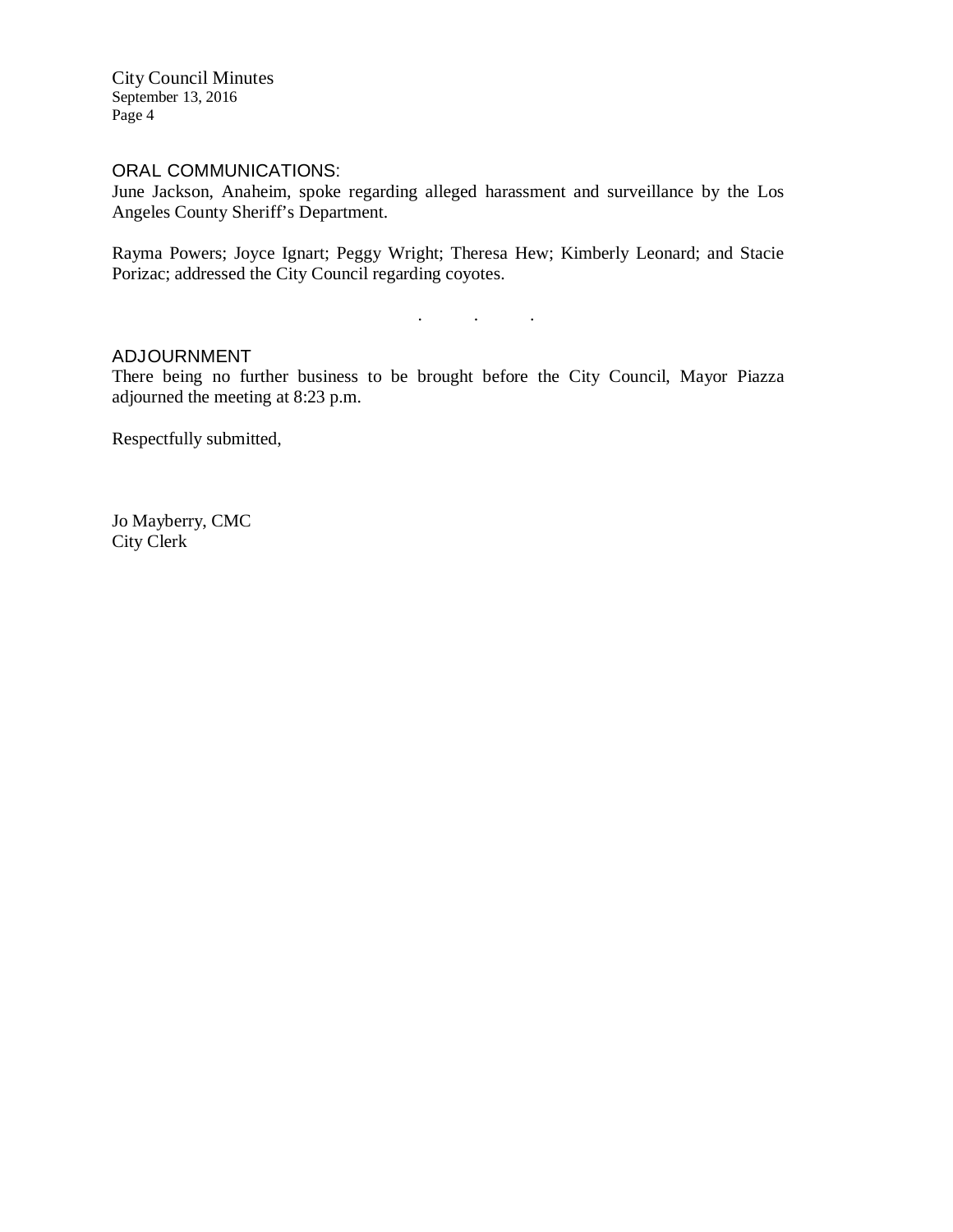## ORAL COMMUNICATIONS:

June Jackson, Anaheim, spoke regarding alleged harassment and surveillance by the Los Angeles County Sheriff's Department.

Rayma Powers; Joyce Ignart; Peggy Wright; Theresa Hew; Kimberly Leonard; and Stacie Porizac; addressed the City Council regarding coyotes.

. . .

## ADJOURNMENT

There being no further business to be brought before the City Council, Mayor Piazza adjourned the meeting at 8:23 p.m.

Respectfully submitted,

Jo Mayberry, CMC
City Clerk